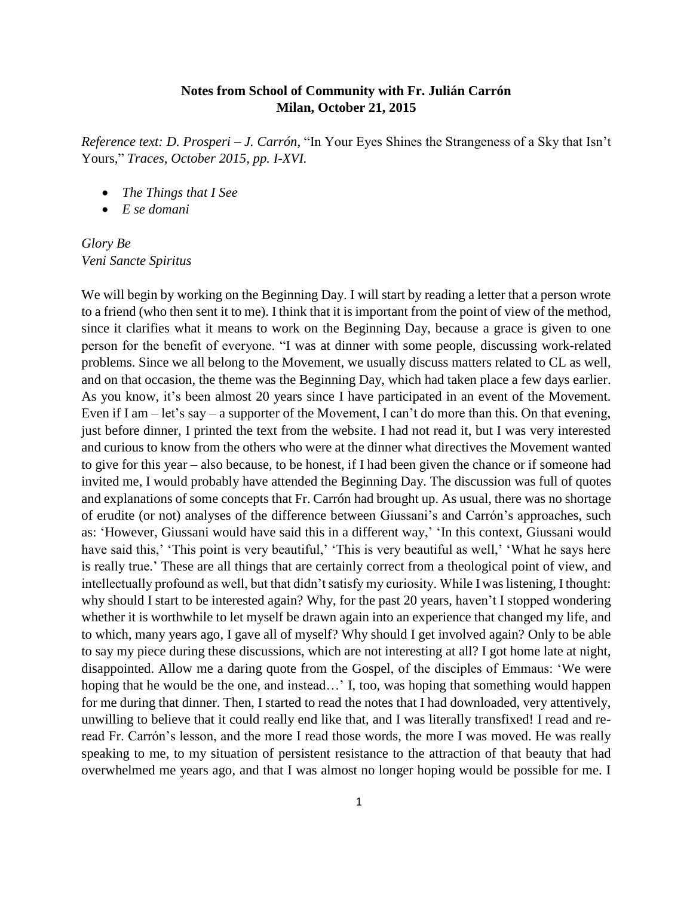**Notes from School of Community with Fr. Julián Carrón**
**Milan, October 21, 2015**

*Reference text: D. Prosperi – J. Carrón,* "In Your Eyes Shines the Strangeness of a Sky that Isn't Yours," *Traces, October 2015, pp. I-XVI.*

- *The Things that I See*
- *E se domani*

*Glory Be*
*Veni Sancte Spiritus*

We will begin by working on the Beginning Day. I will start by reading a letter that a person wrote to a friend (who then sent it to me). I think that it is important from the point of view of the method, since it clarifies what it means to work on the Beginning Day, because a grace is given to one person for the benefit of everyone. "I was at dinner with some people, discussing work-related problems. Since we all belong to the Movement, we usually discuss matters related to CL as well, and on that occasion, the theme was the Beginning Day, which had taken place a few days earlier. As you know, it's been almost 20 years since I have participated in an event of the Movement. Even if I am – let's say – a supporter of the Movement, I can't do more than this. On that evening, just before dinner, I printed the text from the website. I had not read it, but I was very interested and curious to know from the others who were at the dinner what directives the Movement wanted to give for this year – also because, to be honest, if I had been given the chance or if someone had invited me, I would probably have attended the Beginning Day. The discussion was full of quotes and explanations of some concepts that Fr. Carrón had brought up. As usual, there was no shortage of erudite (or not) analyses of the difference between Giussani's and Carrón's approaches, such as: 'However, Giussani would have said this in a different way,' 'In this context, Giussani would have said this,' 'This point is very beautiful,' 'This is very beautiful as well,' 'What he says here is really true.' These are all things that are certainly correct from a theological point of view, and intellectually profound as well, but that didn't satisfy my curiosity. While I was listening, I thought: why should I start to be interested again? Why, for the past 20 years, haven't I stopped wondering whether it is worthwhile to let myself be drawn again into an experience that changed my life, and to which, many years ago, I gave all of myself? Why should I get involved again? Only to be able to say my piece during these discussions, which are not interesting at all? I got home late at night, disappointed. Allow me a daring quote from the Gospel, of the disciples of Emmaus: 'We were hoping that he would be the one, and instead…' I, too, was hoping that something would happen for me during that dinner. Then, I started to read the notes that I had downloaded, very attentively, unwilling to believe that it could really end like that, and I was literally transfixed! I read and re-read Fr. Carrón's lesson, and the more I read those words, the more I was moved. He was really speaking to me, to my situation of persistent resistance to the attraction of that beauty that had overwhelmed me years ago, and that I was almost no longer hoping would be possible for me. I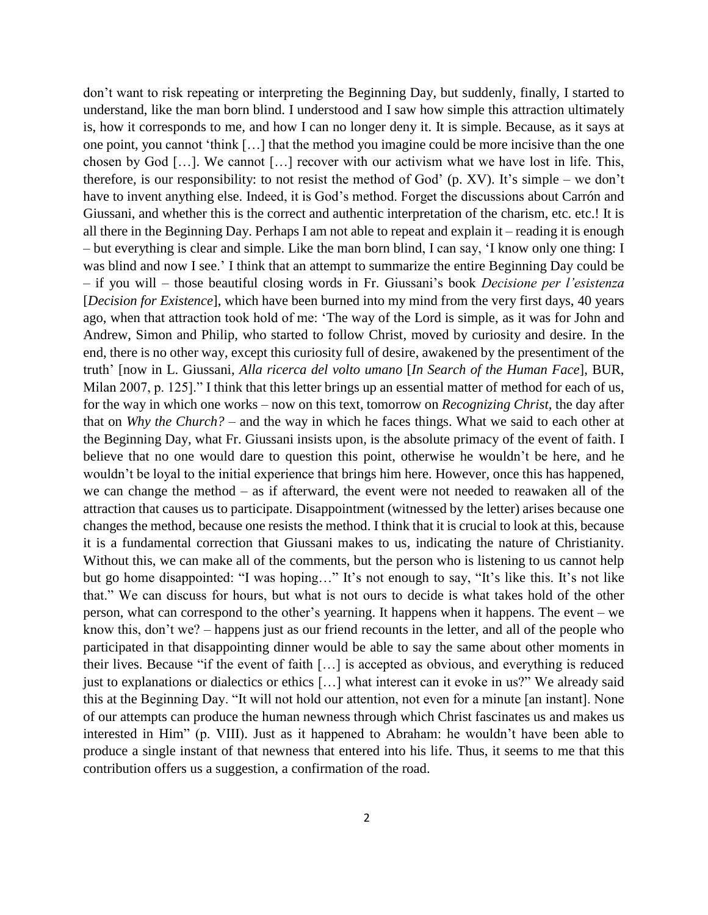don't want to risk repeating or interpreting the Beginning Day, but suddenly, finally, I started to understand, like the man born blind. I understood and I saw how simple this attraction ultimately is, how it corresponds to me, and how I can no longer deny it. It is simple. Because, as it says at one point, you cannot 'think […] that the method you imagine could be more incisive than the one chosen by God […]. We cannot […] recover with our activism what we have lost in life. This, therefore, is our responsibility: to not resist the method of God' (p. XV). It's simple – we don't have to invent anything else. Indeed, it is God's method. Forget the discussions about Carrón and Giussani, and whether this is the correct and authentic interpretation of the charism, etc. etc.! It is all there in the Beginning Day. Perhaps I am not able to repeat and explain it – reading it is enough – but everything is clear and simple. Like the man born blind, I can say, 'I know only one thing: I was blind and now I see.' I think that an attempt to summarize the entire Beginning Day could be – if you will – those beautiful closing words in Fr. Giussani's book *Decisione per l'esistenza* [*Decision for Existence*], which have been burned into my mind from the very first days, 40 years ago, when that attraction took hold of me: 'The way of the Lord is simple, as it was for John and Andrew, Simon and Philip, who started to follow Christ, moved by curiosity and desire. In the end, there is no other way, except this curiosity full of desire, awakened by the presentiment of the truth' [now in L. Giussani, *Alla ricerca del volto umano* [*In Search of the Human Face*], BUR, Milan 2007, p. 125]." I think that this letter brings up an essential matter of method for each of us, for the way in which one works – now on this text, tomorrow on *Recognizing Christ*, the day after that on *Why the Church?* – and the way in which he faces things. What we said to each other at the Beginning Day, what Fr. Giussani insists upon, is the absolute primacy of the event of faith. I believe that no one would dare to question this point, otherwise he wouldn't be here, and he wouldn't be loyal to the initial experience that brings him here. However, once this has happened, we can change the method – as if afterward, the event were not needed to reawaken all of the attraction that causes us to participate. Disappointment (witnessed by the letter) arises because one changes the method, because one resists the method. I think that it is crucial to look at this, because it is a fundamental correction that Giussani makes to us, indicating the nature of Christianity. Without this, we can make all of the comments, but the person who is listening to us cannot help but go home disappointed: "I was hoping…" It's not enough to say, "It's like this. It's not like that." We can discuss for hours, but what is not ours to decide is what takes hold of the other person, what can correspond to the other's yearning. It happens when it happens. The event – we know this, don't we? – happens just as our friend recounts in the letter, and all of the people who participated in that disappointing dinner would be able to say the same about other moments in their lives. Because "if the event of faith […] is accepted as obvious, and everything is reduced just to explanations or dialectics or ethics […] what interest can it evoke in us?" We already said this at the Beginning Day. "It will not hold our attention, not even for a minute [an instant]. None of our attempts can produce the human newness through which Christ fascinates us and makes us interested in Him" (p. VIII). Just as it happened to Abraham: he wouldn't have been able to produce a single instant of that newness that entered into his life. Thus, it seems to me that this contribution offers us a suggestion, a confirmation of the road.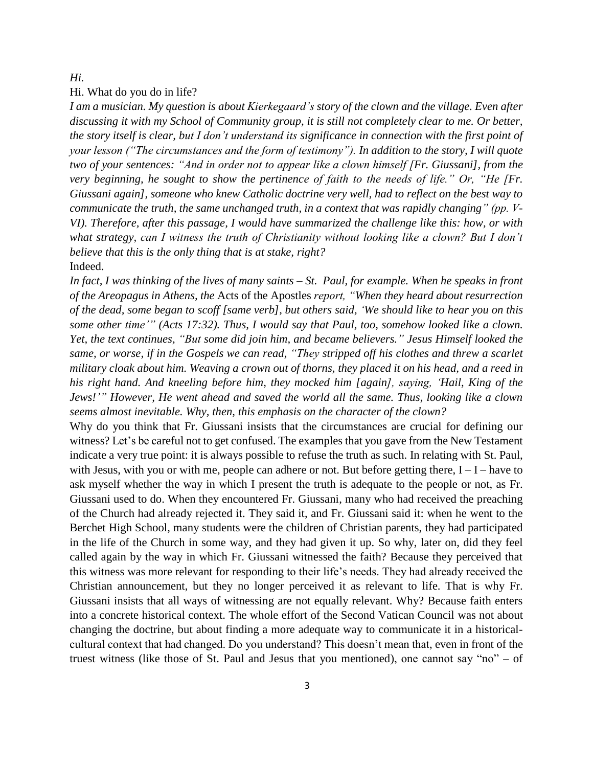*Hi.*

Hi. What do you do in life?

*I am a musician. My question is about Kierkegaard's story of the clown and the village. Even after discussing it with my School of Community group, it is still not completely clear to me. Or better, the story itself is clear, but I don't understand its significance in connection with the first point of your lesson ("The circumstances and the form of testimony"). In addition to the story, I will quote two of your sentences: "And in order not to appear like a clown himself [Fr. Giussani], from the very beginning, he sought to show the pertinence of faith to the needs of life." Or, "He [Fr. Giussani again], someone who knew Catholic doctrine very well, had to reflect on the best way to communicate the truth, the same unchanged truth, in a context that was rapidly changing" (pp. V-VI). Therefore, after this passage, I would have summarized the challenge like this: how, or with what strategy, can I witness the truth of Christianity without looking like a clown? But I don't believe that this is the only thing that is at stake, right?*

Indeed.

*In fact, I was thinking of the lives of many saints – St. Paul, for example. When he speaks in front of the Areopagus in Athens, the* Acts of the Apostles *report, "When they heard about resurrection of the dead, some began to scoff [same verb], but others said, 'We should like to hear you on this some other time'" (Acts 17:32). Thus, I would say that Paul, too, somehow looked like a clown. Yet, the text continues, "But some did join him, and became believers." Jesus Himself looked the same, or worse, if in the Gospels we can read, "They stripped off his clothes and threw a scarlet military cloak about him. Weaving a crown out of thorns, they placed it on his head, and a reed in his right hand. And kneeling before him, they mocked him [again], saying, 'Hail, King of the Jews!'" However, He went ahead and saved the world all the same. Thus, looking like a clown seems almost inevitable. Why, then, this emphasis on the character of the clown?*

Why do you think that Fr. Giussani insists that the circumstances are crucial for defining our witness? Let's be careful not to get confused. The examples that you gave from the New Testament indicate a very true point: it is always possible to refuse the truth as such. In relating with St. Paul, with Jesus, with you or with me, people can adhere or not. But before getting there, I – I – have to ask myself whether the way in which I present the truth is adequate to the people or not, as Fr. Giussani used to do. When they encountered Fr. Giussani, many who had received the preaching of the Church had already rejected it. They said it, and Fr. Giussani said it: when he went to the Berchet High School, many students were the children of Christian parents, they had participated in the life of the Church in some way, and they had given it up. So why, later on, did they feel called again by the way in which Fr. Giussani witnessed the faith? Because they perceived that this witness was more relevant for responding to their life's needs. They had already received the Christian announcement, but they no longer perceived it as relevant to life. That is why Fr. Giussani insists that all ways of witnessing are not equally relevant. Why? Because faith enters into a concrete historical context. The whole effort of the Second Vatican Council was not about changing the doctrine, but about finding a more adequate way to communicate it in a historical-cultural context that had changed. Do you understand? This doesn't mean that, even in front of the truest witness (like those of St. Paul and Jesus that you mentioned), one cannot say "no" – of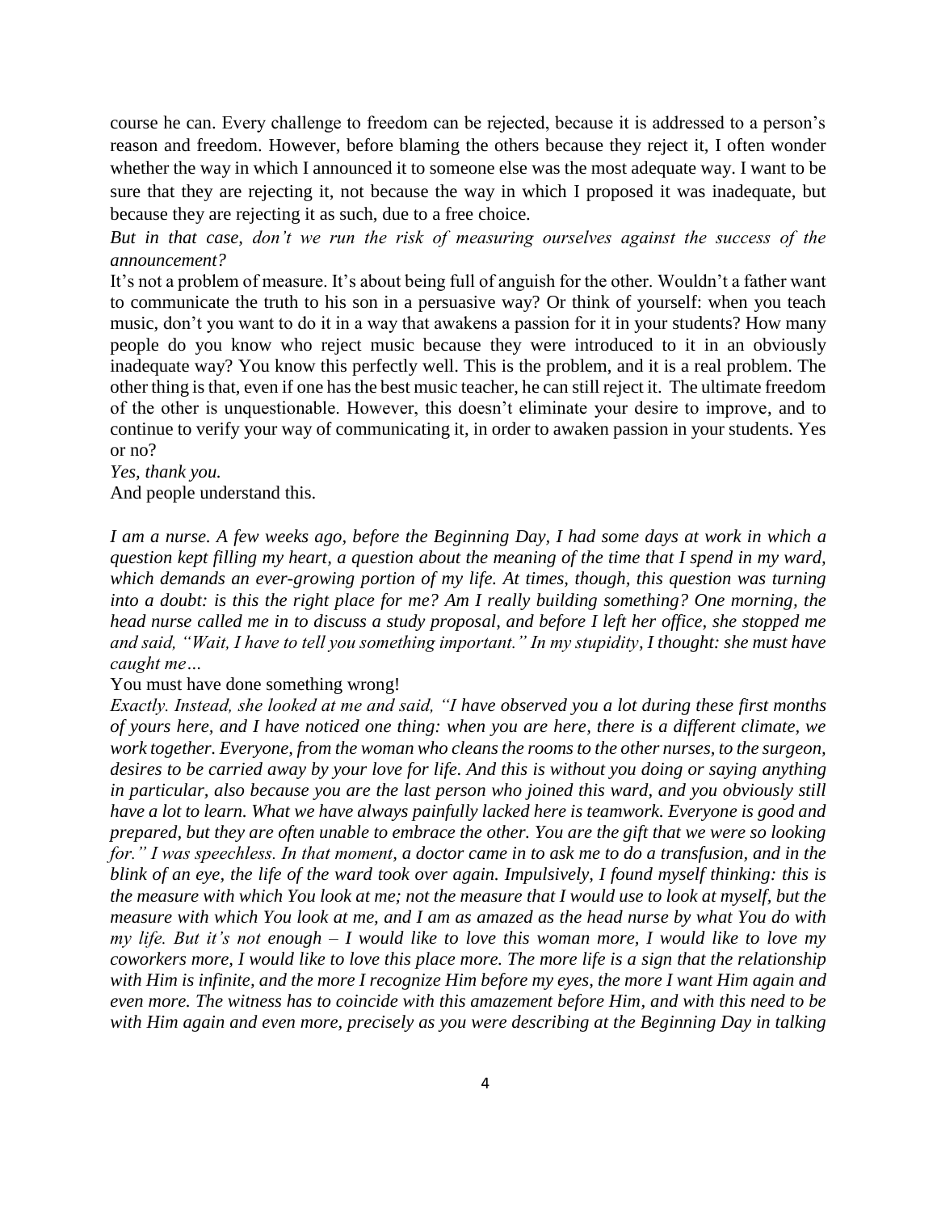course he can. Every challenge to freedom can be rejected, because it is addressed to a person's reason and freedom. However, before blaming the others because they reject it, I often wonder whether the way in which I announced it to someone else was the most adequate way. I want to be sure that they are rejecting it, not because the way in which I proposed it was inadequate, but because they are rejecting it as such, due to a free choice.

*But in that case, don't we run the risk of measuring ourselves against the success of the announcement?*

It's not a problem of measure. It's about being full of anguish for the other. Wouldn't a father want to communicate the truth to his son in a persuasive way? Or think of yourself: when you teach music, don't you want to do it in a way that awakens a passion for it in your students? How many people do you know who reject music because they were introduced to it in an obviously inadequate way? You know this perfectly well. This is the problem, and it is a real problem. The other thing is that, even if one has the best music teacher, he can still reject it. The ultimate freedom of the other is unquestionable. However, this doesn't eliminate your desire to improve, and to continue to verify your way of communicating it, in order to awaken passion in your students. Yes or no?

*Yes, thank you.*

And people understand this.

*I am a nurse. A few weeks ago, before the Beginning Day, I had some days at work in which a question kept filling my heart, a question about the meaning of the time that I spend in my ward, which demands an ever-growing portion of my life. At times, though, this question was turning into a doubt: is this the right place for me? Am I really building something? One morning, the head nurse called me in to discuss a study proposal, and before I left her office, she stopped me and said, "Wait, I have to tell you something important." In my stupidity, I thought: she must have caught me…*

You must have done something wrong!

*Exactly. Instead, she looked at me and said, "I have observed you a lot during these first months of yours here, and I have noticed one thing: when you are here, there is a different climate, we work together. Everyone, from the woman who cleans the rooms to the other nurses, to the surgeon, desires to be carried away by your love for life. And this is without you doing or saying anything in particular, also because you are the last person who joined this ward, and you obviously still have a lot to learn. What we have always painfully lacked here is teamwork. Everyone is good and prepared, but they are often unable to embrace the other. You are the gift that we were so looking for." I was speechless. In that moment, a doctor came in to ask me to do a transfusion, and in the blink of an eye, the life of the ward took over again. Impulsively, I found myself thinking: this is the measure with which You look at me; not the measure that I would use to look at myself, but the measure with which You look at me, and I am as amazed as the head nurse by what You do with my life. But it's not* enough *– I would like to love this woman more, I would like to love my coworkers more, I would like to love this place more. The more life is a sign that the relationship with Him is infinite, and the more I recognize Him before my eyes, the more I want Him again and even more. The witness has to coincide with this amazement before Him, and with this need to be with Him again and even more, precisely as you were describing at the Beginning Day in talking*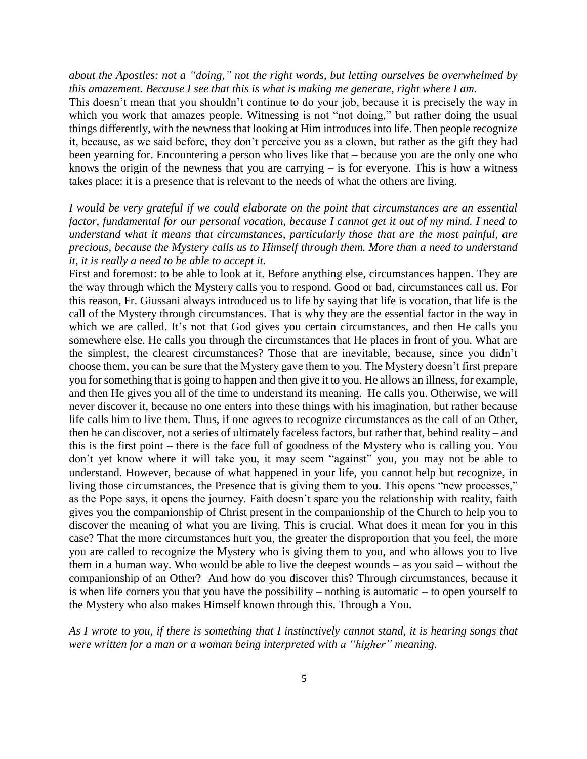*about the Apostles: not a "doing," not the right words, but letting ourselves be overwhelmed by this amazement. Because I see that this is what is making me generate, right where I am.*

This doesn't mean that you shouldn't continue to do your job, because it is precisely the way in which you work that amazes people. Witnessing is not "not doing," but rather doing the usual things differently, with the newness that looking at Him introduces into life. Then people recognize it, because, as we said before, they don't perceive you as a clown, but rather as the gift they had been yearning for. Encountering a person who lives like that – because you are the only one who knows the origin of the newness that you are carrying – is for everyone. This is how a witness takes place: it is a presence that is relevant to the needs of what the others are living.

*I would be very grateful if we could elaborate on the point that circumstances are an essential factor, fundamental for our personal vocation, because I cannot get it out of my mind. I need to understand what it means that circumstances, particularly those that are the most painful, are precious, because the Mystery calls us to Himself through them. More than a need to understand it, it is really a need to be able to accept it.*

First and foremost: to be able to look at it. Before anything else, circumstances happen. They are the way through which the Mystery calls you to respond. Good or bad, circumstances call us. For this reason, Fr. Giussani always introduced us to life by saying that life is vocation, that life is the call of the Mystery through circumstances. That is why they are the essential factor in the way in which we are called. It's not that God gives you certain circumstances, and then He calls you somewhere else. He calls you through the circumstances that He places in front of you. What are the simplest, the clearest circumstances? Those that are inevitable, because, since you didn't choose them, you can be sure that the Mystery gave them to you. The Mystery doesn't first prepare you for something that is going to happen and then give it to you. He allows an illness, for example, and then He gives you all of the time to understand its meaning. He calls you. Otherwise, we will never discover it, because no one enters into these things with his imagination, but rather because life calls him to live them. Thus, if one agrees to recognize circumstances as the call of an Other, then he can discover, not a series of ultimately faceless factors, but rather that, behind reality – and this is the first point – there is the face full of goodness of the Mystery who is calling you. You don't yet know where it will take you, it may seem "against" you, you may not be able to understand. However, because of what happened in your life, you cannot help but recognize, in living those circumstances, the Presence that is giving them to you. This opens "new processes," as the Pope says, it opens the journey. Faith doesn't spare you the relationship with reality, faith gives you the companionship of Christ present in the companionship of the Church to help you to discover the meaning of what you are living. This is crucial. What does it mean for you in this case? That the more circumstances hurt you, the greater the disproportion that you feel, the more you are called to recognize the Mystery who is giving them to you, and who allows you to live them in a human way. Who would be able to live the deepest wounds – as you said – without the companionship of an Other? And how do you discover this? Through circumstances, because it is when life corners you that you have the possibility – nothing is automatic – to open yourself to the Mystery who also makes Himself known through this. Through a You.

*As I wrote to you, if there is something that I instinctively cannot stand, it is hearing songs that were written for a man or a woman being interpreted with a "higher" meaning.*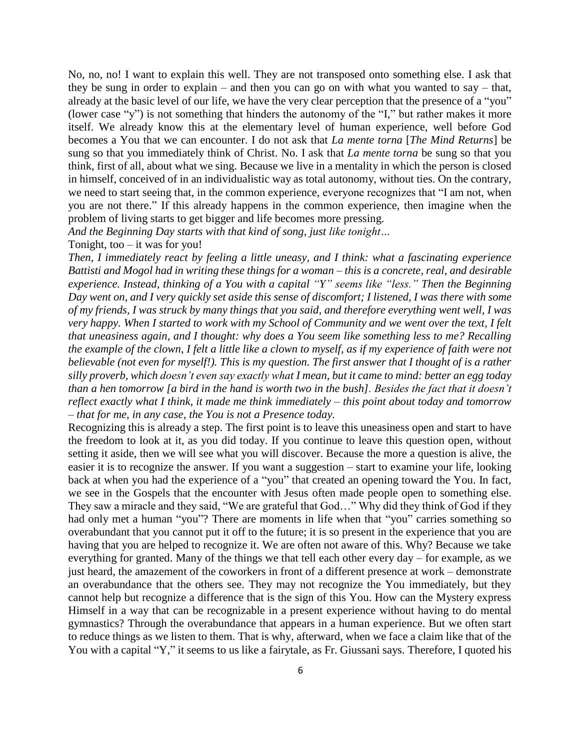No, no, no! I want to explain this well. They are not transposed onto something else. I ask that they be sung in order to explain – and then you can go on with what you wanted to say – that, already at the basic level of our life, we have the very clear perception that the presence of a "you" (lower case "y") is not something that hinders the autonomy of the "I," but rather makes it more itself. We already know this at the elementary level of human experience, well before God becomes a You that we can encounter. I do not ask that *La mente torna* [*The Mind Returns*] be sung so that you immediately think of Christ. No. I ask that *La mente torna* be sung so that you think, first of all, about what we sing. Because we live in a mentality in which the person is closed in himself, conceived of in an individualistic way as total autonomy, without ties. On the contrary, we need to start seeing that, in the common experience, everyone recognizes that "I am not, when you are not there." If this already happens in the common experience, then imagine when the problem of living starts to get bigger and life becomes more pressing.

*And the Beginning Day starts with that kind of song, just like tonight…*

Tonight, too – it was for you!

*Then, I immediately react by feeling a little uneasy, and I think: what a fascinating experience Battisti and Mogol had in writing these things for a woman – this is a concrete, real, and desirable experience. Instead, thinking of a You with a capital "Y" seems like "less." Then the Beginning Day went on, and I very quickly set aside this sense of discomfort; I listened, I was there with some of my friends, I was struck by many things that you said, and therefore everything went well, I was very happy. When I started to work with my School of Community and we went over the text, I felt that uneasiness again, and I thought: why does a You seem like something less to me? Recalling the example of the clown, I felt a little like a clown to myself, as if my experience of faith were not believable (not even for myself!). This is my question. The first answer that I thought of is a rather silly proverb, which doesn't even say exactly what I mean, but it came to mind: better an egg today than a hen tomorrow [a bird in the hand is worth two in the bush]. Besides the fact that it doesn't reflect exactly what I think, it made me think immediately – this point about today and tomorrow – that for me, in any case, the You is not a Presence today.*

Recognizing this is already a step. The first point is to leave this uneasiness open and start to have the freedom to look at it, as you did today. If you continue to leave this question open, without setting it aside, then we will see what you will discover. Because the more a question is alive, the easier it is to recognize the answer. If you want a suggestion – start to examine your life, looking back at when you had the experience of a "you" that created an opening toward the You. In fact, we see in the Gospels that the encounter with Jesus often made people open to something else. They saw a miracle and they said, "We are grateful that God…" Why did they think of God if they had only met a human "you"? There are moments in life when that "you" carries something so overabundant that you cannot put it off to the future; it is so present in the experience that you are having that you are helped to recognize it. We are often not aware of this. Why? Because we take everything for granted. Many of the things we that tell each other every day – for example, as we just heard, the amazement of the coworkers in front of a different presence at work – demonstrate an overabundance that the others see. They may not recognize the You immediately, but they cannot help but recognize a difference that is the sign of this You. How can the Mystery express Himself in a way that can be recognizable in a present experience without having to do mental gymnastics? Through the overabundance that appears in a human experience. But we often start to reduce things as we listen to them. That is why, afterward, when we face a claim like that of the You with a capital "Y," it seems to us like a fairytale, as Fr. Giussani says. Therefore, I quoted his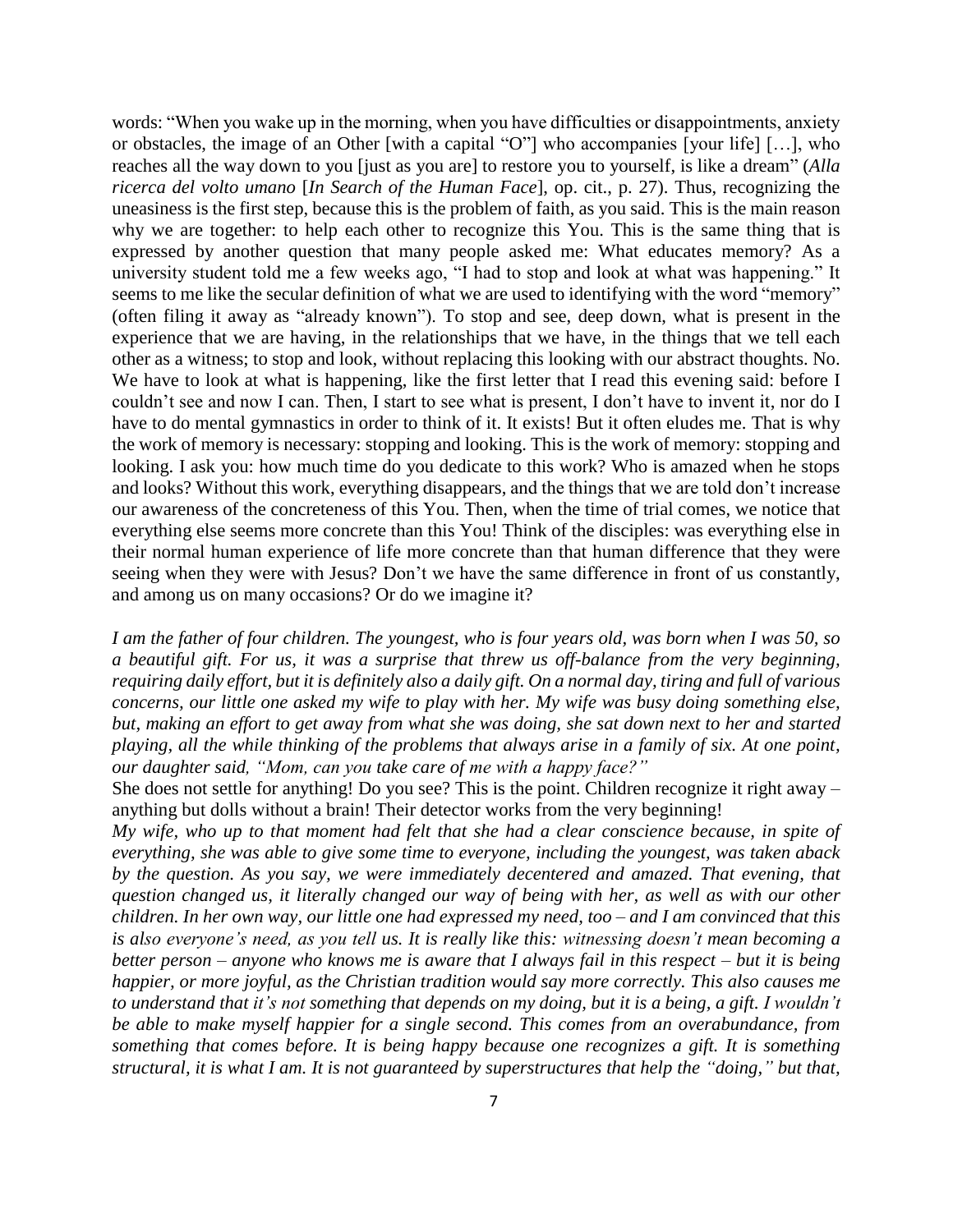words: "When you wake up in the morning, when you have difficulties or disappointments, anxiety or obstacles, the image of an Other [with a capital "O"] who accompanies [your life] […], who reaches all the way down to you [just as you are] to restore you to yourself, is like a dream" (*Alla ricerca del volto umano* [*In Search of the Human Face*], op. cit., p. 27). Thus, recognizing the uneasiness is the first step, because this is the problem of faith, as you said. This is the main reason why we are together: to help each other to recognize this You. This is the same thing that is expressed by another question that many people asked me: What educates memory? As a university student told me a few weeks ago, "I had to stop and look at what was happening." It seems to me like the secular definition of what we are used to identifying with the word "memory" (often filing it away as "already known"). To stop and see, deep down, what is present in the experience that we are having, in the relationships that we have, in the things that we tell each other as a witness; to stop and look, without replacing this looking with our abstract thoughts. No. We have to look at what is happening, like the first letter that I read this evening said: before I couldn't see and now I can. Then, I start to see what is present, I don't have to invent it, nor do I have to do mental gymnastics in order to think of it. It exists! But it often eludes me. That is why the work of memory is necessary: stopping and looking. This is the work of memory: stopping and looking. I ask you: how much time do you dedicate to this work? Who is amazed when he stops and looks? Without this work, everything disappears, and the things that we are told don't increase our awareness of the concreteness of this You. Then, when the time of trial comes, we notice that everything else seems more concrete than this You! Think of the disciples: was everything else in their normal human experience of life more concrete than that human difference that they were seeing when they were with Jesus? Don't we have the same difference in front of us constantly, and among us on many occasions? Or do we imagine it?

*I am the father of four children. The youngest, who is four years old, was born when I was 50, so a beautiful gift. For us, it was a surprise that threw us off-balance from the very beginning, requiring daily effort, but it is definitely also a daily gift. On a normal day, tiring and full of various concerns, our little one asked my wife to play with her. My wife was busy doing something else, but, making an effort to get away from what she was doing, she sat down next to her and started playing, all the while thinking of the problems that always arise in a family of six. At one point, our daughter said, "Mom, can you take care of me with a happy face?"*

She does not settle for anything! Do you see? This is the point. Children recognize it right away – anything but dolls without a brain! Their detector works from the very beginning!

*My wife, who up to that moment had felt that she had a clear conscience because, in spite of everything, she was able to give some time to everyone, including the youngest, was taken aback by the question. As you say, we were immediately decentered and amazed. That evening, that question changed us, it literally changed our way of being with her, as well as with our other children. In her own way, our little one had expressed my need, too – and I am convinced that this is also everyone's need, as you tell us. It is really like this: witnessing doesn't mean becoming a better person – anyone who knows me is aware that I always fail in this respect – but it is being happier, or more joyful, as the Christian tradition would say more correctly. This also causes me to understand that it's not something that depends on my doing, but it is a being, a gift. I wouldn't be able to make myself happier for a single second. This comes from an overabundance, from something that comes before. It is being happy because one recognizes a gift. It is something structural, it is what I am. It is not guaranteed by superstructures that help the "doing," but that,*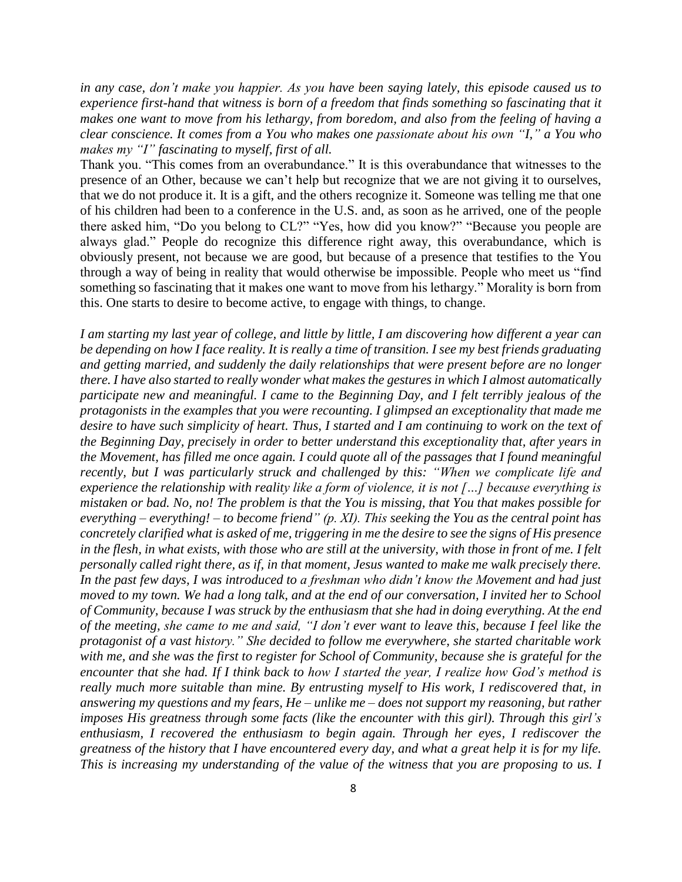*in any case, don't make you happier. As you have been saying lately, this episode caused us to experience first-hand that witness is born of a freedom that finds something so fascinating that it makes one want to move from his lethargy, from boredom, and also from the feeling of having a clear conscience. It comes from a You who makes one passionate about his own "I," a You who makes my "I" fascinating to myself, first of all.*

Thank you. "This comes from an overabundance." It is this overabundance that witnesses to the presence of an Other, because we can't help but recognize that we are not giving it to ourselves, that we do not produce it. It is a gift, and the others recognize it. Someone was telling me that one of his children had been to a conference in the U.S. and, as soon as he arrived, one of the people there asked him, "Do you belong to CL?" "Yes, how did you know?" "Because you people are always glad." People do recognize this difference right away, this overabundance, which is obviously present, not because we are good, but because of a presence that testifies to the You through a way of being in reality that would otherwise be impossible. People who meet us "find something so fascinating that it makes one want to move from his lethargy." Morality is born from this. One starts to desire to become active, to engage with things, to change.

*I am starting my last year of college, and little by little, I am discovering how different a year can be depending on how I face reality. It is really a time of transition. I see my best friends graduating and getting married, and suddenly the daily relationships that were present before are no longer there. I have also started to really wonder what makes the gestures in which I almost automatically participate new and meaningful. I came to the Beginning Day, and I felt terribly jealous of the protagonists in the examples that you were recounting. I glimpsed an exceptionality that made me desire to have such simplicity of heart. Thus, I started and I am continuing to work on the text of the Beginning Day, precisely in order to better understand this exceptionality that, after years in the Movement, has filled me once again. I could quote all of the passages that I found meaningful recently, but I was particularly struck and challenged by this: "When we complicate life and experience the relationship with reality like a form of violence, it is not […] because everything is mistaken or bad. No, no! The problem is that the You is missing, that You that makes possible for everything – everything! – to become friend" (p. XI). This seeking the You as the central point has concretely clarified what is asked of me, triggering in me the desire to see the signs of His presence in the flesh, in what exists, with those who are still at the university, with those in front of me. I felt personally called right there, as if, in that moment, Jesus wanted to make me walk precisely there. In the past few days, I was introduced to a freshman who didn't know the Movement and had just moved to my town. We had a long talk, and at the end of our conversation, I invited her to School of Community, because I was struck by the enthusiasm that she had in doing everything. At the end of the meeting, she came to me and said, "I don't ever want to leave this, because I feel like the protagonist of a vast history." She decided to follow me everywhere, she started charitable work with me, and she was the first to register for School of Community, because she is grateful for the encounter that she had. If I think back to how I started the year, I realize how God's method is really much more suitable than mine. By entrusting myself to His work, I rediscovered that, in answering my questions and my fears, He – unlike me – does not support my reasoning, but rather imposes His greatness through some facts (like the encounter with this girl). Through this girl's enthusiasm, I recovered the enthusiasm to begin again. Through her eyes, I rediscover the greatness of the history that I have encountered every day, and what a great help it is for my life. This is increasing my understanding of the value of the witness that you are proposing to us. I*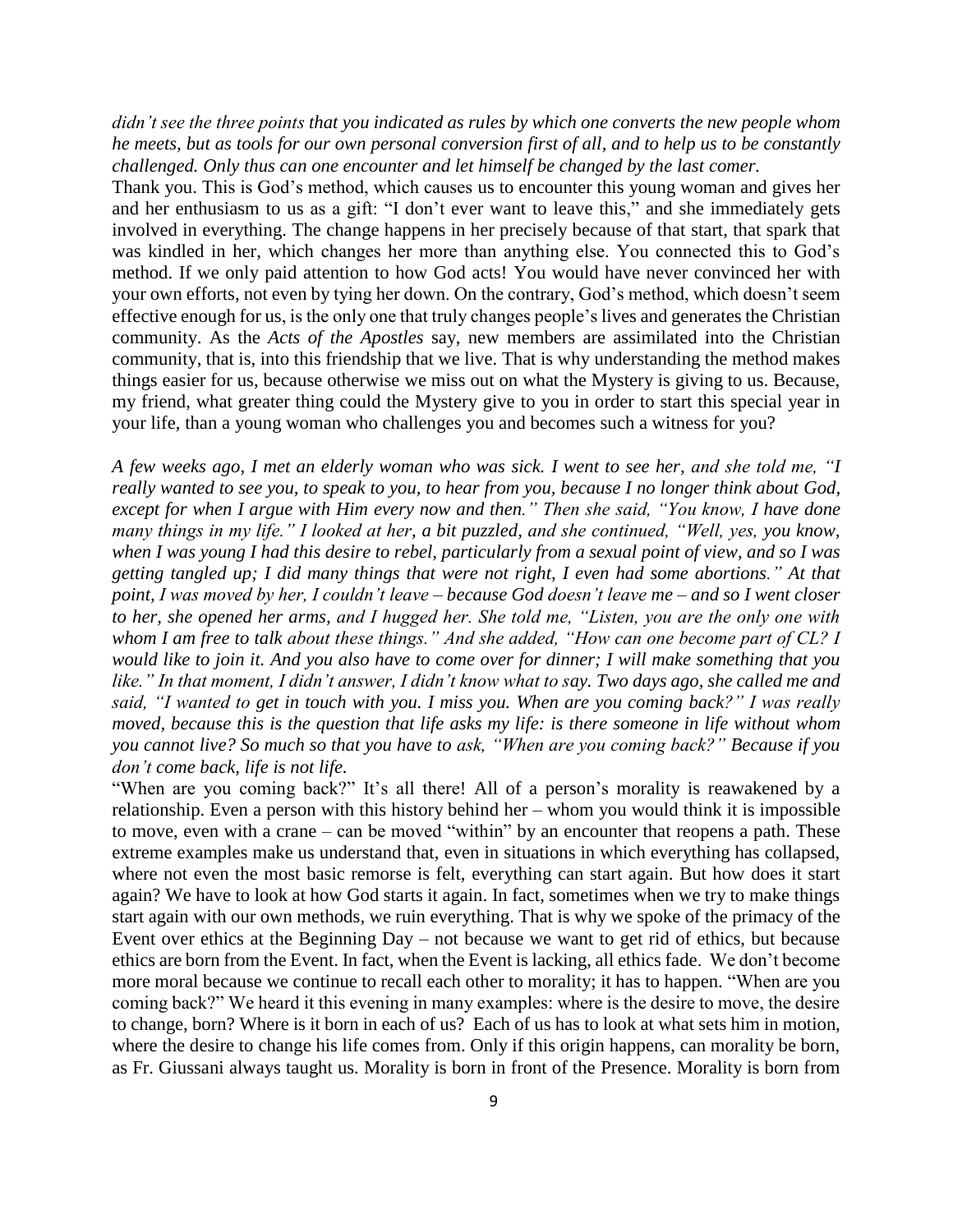*didn't see the three points that you indicated as rules by which one converts the new people whom he meets, but as tools for our own personal conversion first of all, and to help us to be constantly challenged. Only thus can one encounter and let himself be changed by the last comer.*

Thank you. This is God's method, which causes us to encounter this young woman and gives her and her enthusiasm to us as a gift: "I don't ever want to leave this," and she immediately gets involved in everything. The change happens in her precisely because of that start, that spark that was kindled in her, which changes her more than anything else. You connected this to God's method. If we only paid attention to how God acts! You would have never convinced her with your own efforts, not even by tying her down. On the contrary, God's method, which doesn't seem effective enough for us, is the only one that truly changes people's lives and generates the Christian community. As the *Acts of the Apostles* say, new members are assimilated into the Christian community, that is, into this friendship that we live. That is why understanding the method makes things easier for us, because otherwise we miss out on what the Mystery is giving to us. Because, my friend, what greater thing could the Mystery give to you in order to start this special year in your life, than a young woman who challenges you and becomes such a witness for you?

*A few weeks ago, I met an elderly woman who was sick. I went to see her, and she told me, "I really wanted to see you, to speak to you, to hear from you, because I no longer think about God, except for when I argue with Him every now and then." Then she said, "You know, I have done many things in my life." I looked at her, a bit puzzled, and she continued, "Well, yes, you know, when I was young I had this desire to rebel, particularly from a sexual point of view, and so I was getting tangled up; I did many things that were not right, I even had some abortions." At that point, I was moved by her, I couldn't leave – because God doesn't leave me – and so I went closer to her, she opened her arms, and I hugged her. She told me, "Listen, you are the only one with whom I am free to talk about these things." And she added, "How can one become part of CL? I would like to join it. And you also have to come over for dinner; I will make something that you like." In that moment, I didn't answer, I didn't know what to say. Two days ago, she called me and said, "I wanted to get in touch with you. I miss you. When are you coming back?" I was really moved, because this is the question that life asks my life: is there someone in life without whom you cannot live? So much so that you have to ask, "When are you coming back?" Because if you don't come back, life is not life.*

"When are you coming back?" It's all there! All of a person's morality is reawakened by a relationship. Even a person with this history behind her – whom you would think it is impossible to move, even with a crane – can be moved "within" by an encounter that reopens a path. These extreme examples make us understand that, even in situations in which everything has collapsed, where not even the most basic remorse is felt, everything can start again. But how does it start again? We have to look at how God starts it again. In fact, sometimes when we try to make things start again with our own methods, we ruin everything. That is why we spoke of the primacy of the Event over ethics at the Beginning Day – not because we want to get rid of ethics, but because ethics are born from the Event. In fact, when the Event is lacking, all ethics fade. We don't become more moral because we continue to recall each other to morality; it has to happen. "When are you coming back?" We heard it this evening in many examples: where is the desire to move, the desire to change, born? Where is it born in each of us? Each of us has to look at what sets him in motion, where the desire to change his life comes from. Only if this origin happens, can morality be born, as Fr. Giussani always taught us. Morality is born in front of the Presence. Morality is born from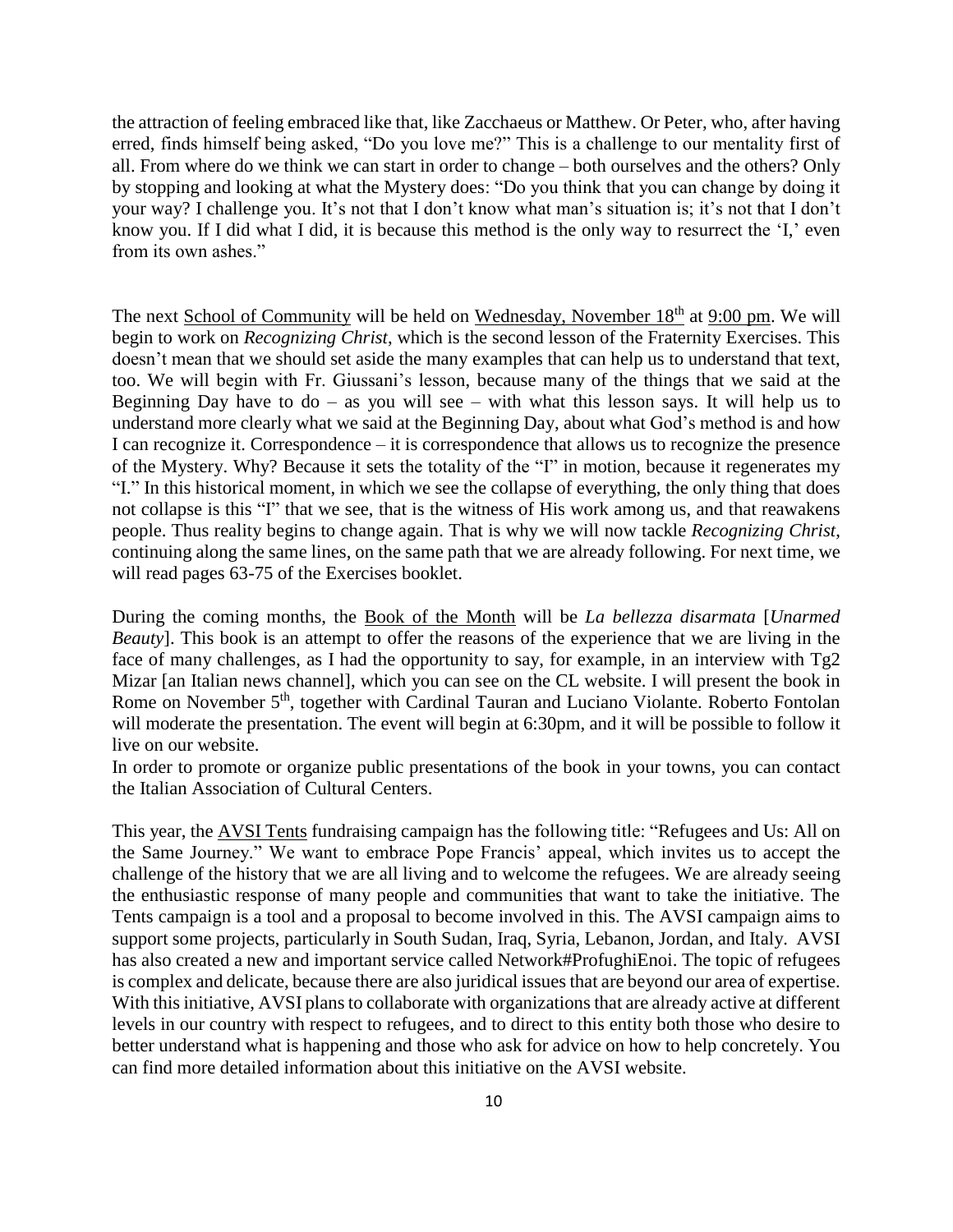the attraction of feeling embraced like that, like Zacchaeus or Matthew. Or Peter, who, after having erred, finds himself being asked, "Do you love me?" This is a challenge to our mentality first of all. From where do we think we can start in order to change – both ourselves and the others? Only by stopping and looking at what the Mystery does: "Do you think that you can change by doing it your way? I challenge you. It's not that I don't know what man's situation is; it's not that I don't know you. If I did what I did, it is because this method is the only way to resurrect the 'I,' even from its own ashes."

The next School of Community will be held on Wednesday, November 18th at 9:00 pm. We will begin to work on *Recognizing Christ*, which is the second lesson of the Fraternity Exercises. This doesn't mean that we should set aside the many examples that can help us to understand that text, too. We will begin with Fr. Giussani's lesson, because many of the things that we said at the Beginning Day have to do – as you will see – with what this lesson says. It will help us to understand more clearly what we said at the Beginning Day, about what God's method is and how I can recognize it. Correspondence – it is correspondence that allows us to recognize the presence of the Mystery. Why? Because it sets the totality of the "I" in motion, because it regenerates my "I." In this historical moment, in which we see the collapse of everything, the only thing that does not collapse is this "I" that we see, that is the witness of His work among us, and that reawakens people. Thus reality begins to change again. That is why we will now tackle *Recognizing Christ*, continuing along the same lines, on the same path that we are already following. For next time, we will read pages 63-75 of the Exercises booklet.

During the coming months, the Book of the Month will be *La bellezza disarmata* [*Unarmed Beauty*]. This book is an attempt to offer the reasons of the experience that we are living in the face of many challenges, as I had the opportunity to say, for example, in an interview with Tg2 Mizar [an Italian news channel], which you can see on the CL website. I will present the book in Rome on November 5th, together with Cardinal Tauran and Luciano Violante. Roberto Fontolan will moderate the presentation. The event will begin at 6:30pm, and it will be possible to follow it live on our website.

In order to promote or organize public presentations of the book in your towns, you can contact the Italian Association of Cultural Centers.

This year, the AVSI Tents fundraising campaign has the following title: "Refugees and Us: All on the Same Journey." We want to embrace Pope Francis' appeal, which invites us to accept the challenge of the history that we are all living and to welcome the refugees. We are already seeing the enthusiastic response of many people and communities that want to take the initiative. The Tents campaign is a tool and a proposal to become involved in this. The AVSI campaign aims to support some projects, particularly in South Sudan, Iraq, Syria, Lebanon, Jordan, and Italy. AVSI has also created a new and important service called Network#ProfughiEnoi. The topic of refugees is complex and delicate, because there are also juridical issues that are beyond our area of expertise. With this initiative, AVSI plans to collaborate with organizations that are already active at different levels in our country with respect to refugees, and to direct to this entity both those who desire to better understand what is happening and those who ask for advice on how to help concretely. You can find more detailed information about this initiative on the AVSI website.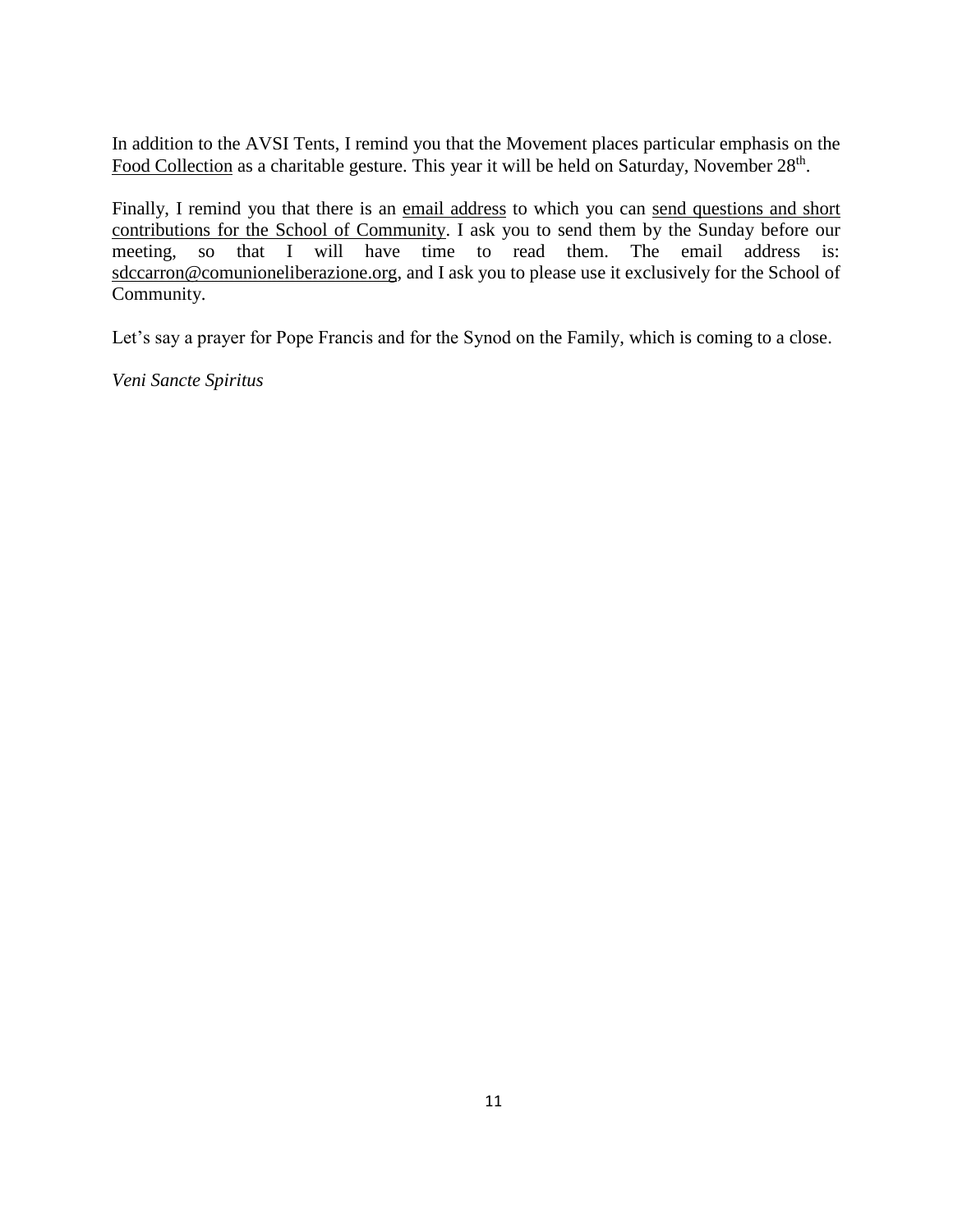In addition to the AVSI Tents, I remind you that the Movement places particular emphasis on the Food Collection as a charitable gesture. This year it will be held on Saturday, November 28th.

Finally, I remind you that there is an email address to which you can send questions and short contributions for the School of Community. I ask you to send them by the Sunday before our meeting, so that I will have time to read them. The email address is: sdccarron@comunioneliberazione.org, and I ask you to please use it exclusively for the School of Community.

Let's say a prayer for Pope Francis and for the Synod on the Family, which is coming to a close.

*Veni Sancte Spiritus*